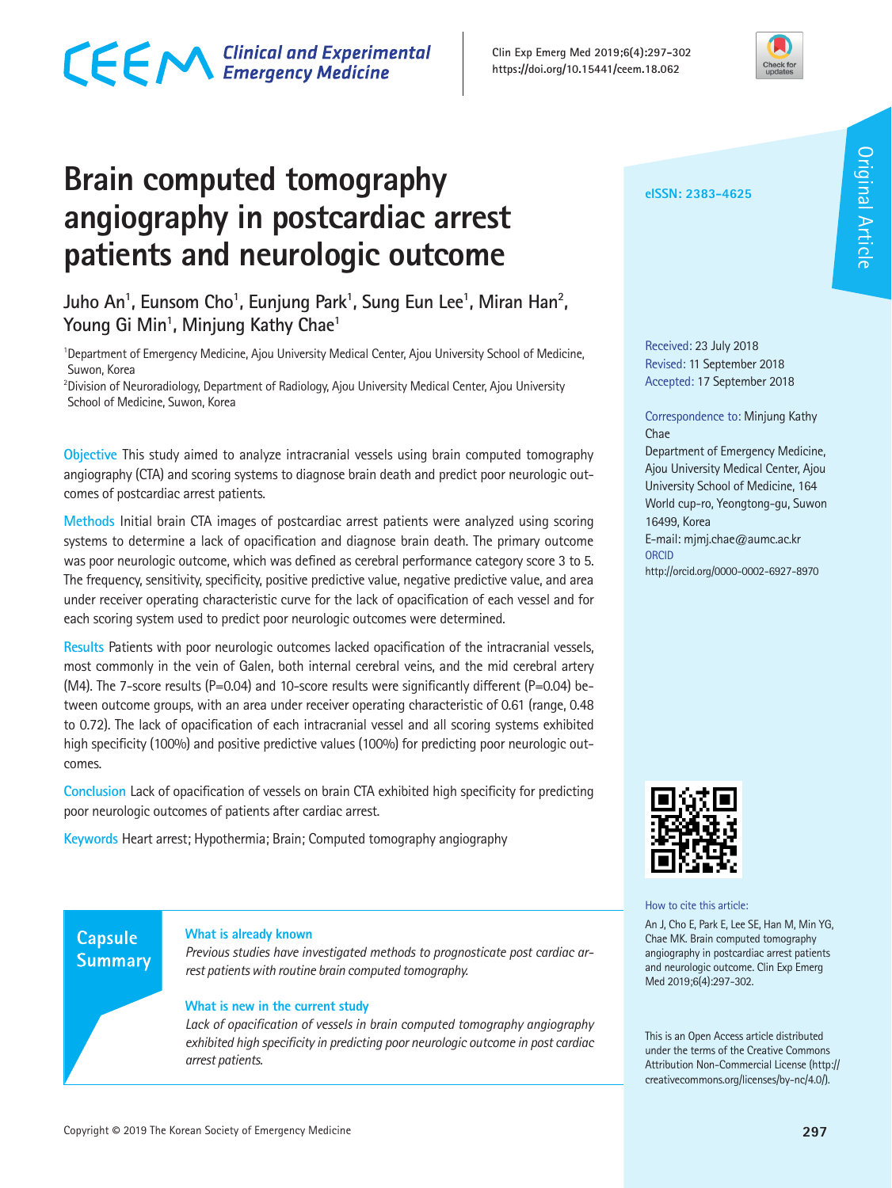# Brain computed tomography angiography in postcardiac arrest patients and neurologic outcome

Juho An[1], Eunsom Cho[1], Eunjung Park[1], Sung Eun Lee[1], Miran Han[2], Young Gi Min[1], Minjung Kathy Chae[1]

[1]Department of Emergency Medicine, Ajou University Medical Center, Ajou University School of Medicine, Suwon, Korea

[2]Division of Neuroradiology, Department of Radiology, Ajou University Medical Center, Ajou University School of Medicine, Suwon, Korea

eISSN: 2383-4625

Original Article

Received: 23 July 2018
Revised: 11 September 2018
Accepted: 17 September 2018

Correspondence to: Minjung Kathy Chae
Department of Emergency Medicine, Ajou University Medical Center, Ajou University School of Medicine, 164 World cup-ro, Yeongtong-gu, Suwon 16499, Korea
E-mail: mjmj.chae@aumc.ac.kr
ORCID
http://orcid.org/0000-0002-6927-8970

**Objective** This study aimed to analyze intracranial vessels using brain computed tomography angiography (CTA) and scoring systems to diagnose brain death and predict poor neurologic outcomes of postcardiac arrest patients.

**Methods** Initial brain CTA images of postcardiac arrest patients were analyzed using scoring systems to determine a lack of opacification and diagnose brain death. The primary outcome was poor neurologic outcome, which was defined as cerebral performance category score 3 to 5. The frequency, sensitivity, specificity, positive predictive value, negative predictive value, and area under receiver operating characteristic curve for the lack of opacification of each vessel and for each scoring system used to predict poor neurologic outcomes were determined.

**Results** Patients with poor neurologic outcomes lacked opacification of the intracranial vessels, most commonly in the vein of Galen, both internal cerebral veins, and the mid cerebral artery (M4). The 7-score results (P=0.04) and 10-score results were significantly different (P=0.04) between outcome groups, with an area under receiver operating characteristic of 0.61 (range, 0.48 to 0.72). The lack of opacification of each intracranial vessel and all scoring systems exhibited high specificity (100%) and positive predictive values (100%) for predicting poor neurologic outcomes.

**Conclusion** Lack of opacification of vessels on brain CTA exhibited high specificity for predicting poor neurologic outcomes of patients after cardiac arrest.

**Keywords** Heart arrest; Hypothermia; Brain; Computed tomography angiography

## Capsule Summary

**What is already known**

*Previous studies have investigated methods to prognosticate post cardiac arrest patients with routine brain computed tomography.*

**What is new in the current study**

*Lack of opacification of vessels in brain computed tomography angiography exhibited high specificity in predicting poor neurologic outcome in post cardiac arrest patients.*

How to cite this article:
An J, Cho E, Park E, Lee SE, Han M, Min YG, Chae MK. Brain computed tomography angiography in postcardiac arrest patients and neurologic outcome. Clin Exp Emerg Med 2019;6(4):297-302.

This is an Open Access article distributed under the terms of the Creative Commons Attribution Non-Commercial License (http://creativecommons.org/licenses/by-nc/4.0/).

Copyright © 2019 The Korean Society of Emergency Medicine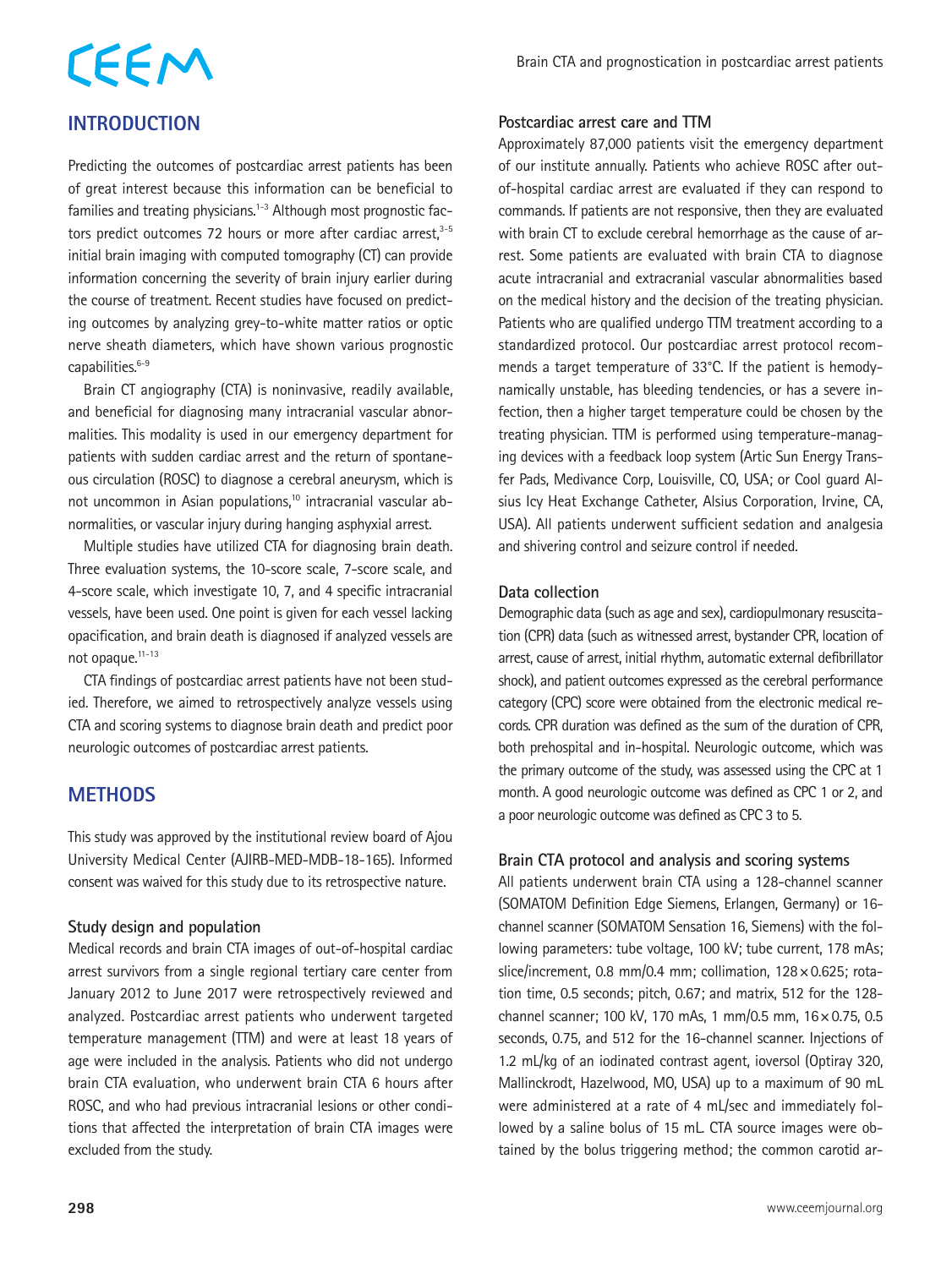## INTRODUCTION

Predicting the outcomes of postcardiac arrest patients has been of great interest because this information can be beneficial to families and treating physicians.[1-3] Although most prognostic factors predict outcomes 72 hours or more after cardiac arrest,[3-5] initial brain imaging with computed tomography (CT) can provide information concerning the severity of brain injury earlier during the course of treatment. Recent studies have focused on predicting outcomes by analyzing grey-to-white matter ratios or optic nerve sheath diameters, which have shown various prognostic capabilities.[6-9]

Brain CT angiography (CTA) is noninvasive, readily available, and beneficial for diagnosing many intracranial vascular abnormalities. This modality is used in our emergency department for patients with sudden cardiac arrest and the return of spontaneous circulation (ROSC) to diagnose a cerebral aneurysm, which is not uncommon in Asian populations,[10] intracranial vascular abnormalities, or vascular injury during hanging asphyxial arrest.

Multiple studies have utilized CTA for diagnosing brain death. Three evaluation systems, the 10-score scale, 7-score scale, and 4-score scale, which investigate 10, 7, and 4 specific intracranial vessels, have been used. One point is given for each vessel lacking opacification, and brain death is diagnosed if analyzed vessels are not opaque.[11-13]

CTA findings of postcardiac arrest patients have not been studied. Therefore, we aimed to retrospectively analyze vessels using CTA and scoring systems to diagnose brain death and predict poor neurologic outcomes of postcardiac arrest patients.

## METHODS

This study was approved by the institutional review board of Ajou University Medical Center (AJIRB-MED-MDB-18-165). Informed consent was waived for this study due to its retrospective nature.

### Study design and population

Medical records and brain CTA images of out-of-hospital cardiac arrest survivors from a single regional tertiary care center from January 2012 to June 2017 were retrospectively reviewed and analyzed. Postcardiac arrest patients who underwent targeted temperature management (TTM) and were at least 18 years of age were included in the analysis. Patients who did not undergo brain CTA evaluation, who underwent brain CTA 6 hours after ROSC, and who had previous intracranial lesions or other conditions that affected the interpretation of brain CTA images were excluded from the study.

### Postcardiac arrest care and TTM

Approximately 87,000 patients visit the emergency department of our institute annually. Patients who achieve ROSC after out-of-hospital cardiac arrest are evaluated if they can respond to commands. If patients are not responsive, then they are evaluated with brain CT to exclude cerebral hemorrhage as the cause of arrest. Some patients are evaluated with brain CTA to diagnose acute intracranial and extracranial vascular abnormalities based on the medical history and the decision of the treating physician. Patients who are qualified undergo TTM treatment according to a standardized protocol. Our postcardiac arrest protocol recommends a target temperature of 33°C. If the patient is hemodynamically unstable, has bleeding tendencies, or has a severe infection, then a higher target temperature could be chosen by the treating physician. TTM is performed using temperature-managing devices with a feedback loop system (Artic Sun Energy Transfer Pads, Medivance Corp, Louisville, CO, USA; or Cool guard Alsius Icy Heat Exchange Catheter, Alsius Corporation, Irvine, CA, USA). All patients underwent sufficient sedation and analgesia and shivering control and seizure control if needed.

### Data collection

Demographic data (such as age and sex), cardiopulmonary resuscitation (CPR) data (such as witnessed arrest, bystander CPR, location of arrest, cause of arrest, initial rhythm, automatic external defibrillator shock), and patient outcomes expressed as the cerebral performance category (CPC) score were obtained from the electronic medical records. CPR duration was defined as the sum of the duration of CPR, both prehospital and in-hospital. Neurologic outcome, which was the primary outcome of the study, was assessed using the CPC at 1 month. A good neurologic outcome was defined as CPC 1 or 2, and a poor neurologic outcome was defined as CPC 3 to 5.

### Brain CTA protocol and analysis and scoring systems

All patients underwent brain CTA using a 128-channel scanner (SOMATOM Definition Edge Siemens, Erlangen, Germany) or 16-channel scanner (SOMATOM Sensation 16, Siemens) with the following parameters: tube voltage, 100 kV; tube current, 178 mAs; slice/increment, 0.8 mm/0.4 mm; collimation, 128×0.625; rotation time, 0.5 seconds; pitch, 0.67; and matrix, 512 for the 128-channel scanner; 100 kV, 170 mAs, 1 mm/0.5 mm, 16×0.75, 0.5 seconds, 0.75, and 512 for the 16-channel scanner. Injections of 1.2 mL/kg of an iodinated contrast agent, ioversol (Optiray 320, Mallinckrodt, Hazelwood, MO, USA) up to a maximum of 90 mL were administered at a rate of 4 mL/sec and immediately followed by a saline bolus of 15 mL. CTA source images were obtained by the bolus triggering method; the common carotid ar-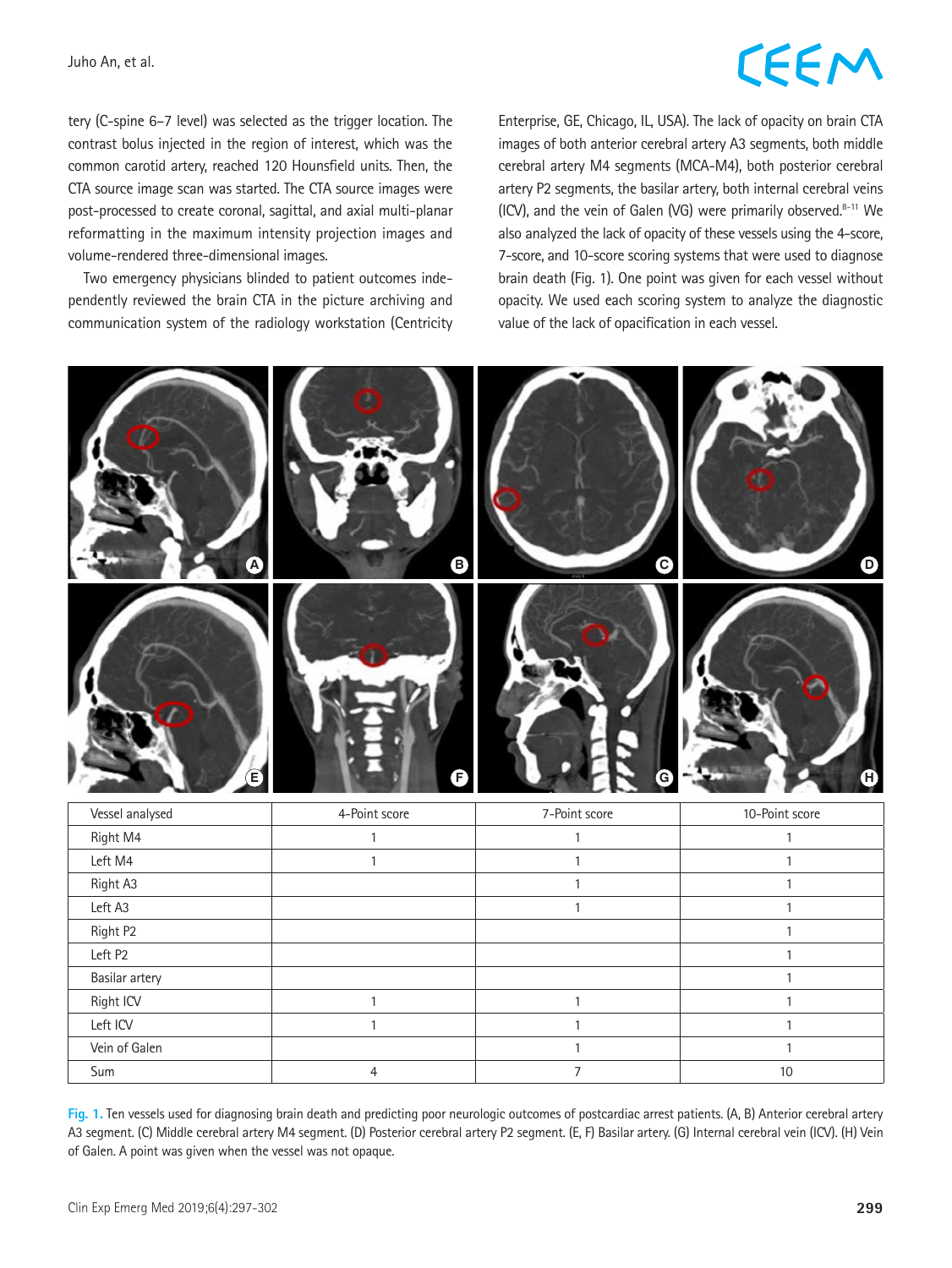tery (C-spine 6–7 level) was selected as the trigger location. The contrast bolus injected in the region of interest, which was the common carotid artery, reached 120 Hounsfield units. Then, the CTA source image scan was started. The CTA source images were post-processed to create coronal, sagittal, and axial multi-planar reformatting in the maximum intensity projection images and volume-rendered three-dimensional images.

Two emergency physicians blinded to patient outcomes independently reviewed the brain CTA in the picture archiving and communication system of the radiology workstation (Centricity Enterprise, GE, Chicago, IL, USA). The lack of opacity on brain CTA images of both anterior cerebral artery A3 segments, both middle cerebral artery M4 segments (MCA-M4), both posterior cerebral artery P2 segments, the basilar artery, both internal cerebral veins (ICV), and the vein of Galen (VG) were primarily observed.[8-11] We also analyzed the lack of opacity of these vessels using the 4-score, 7-score, and 10-score scoring systems that were used to diagnose brain death (Fig. 1). One point was given for each vessel without opacity. We used each scoring system to analyze the diagnostic value of the lack of opacification in each vessel.

| Vessel analysed | 4-Point score | 7-Point score | 10-Point score |
|---|---|---|---|
| Right M4 | 1 | 1 | 1 |
| Left M4 | 1 | 1 | 1 |
| Right A3 | | 1 | 1 |
| Left A3 | | 1 | 1 |
| Right P2 | | | 1 |
| Left P2 | | | 1 |
| Basilar artery | | | 1 |
| Right ICV | 1 | 1 | 1 |
| Left ICV | 1 | 1 | 1 |
| Vein of Galen | | 1 | 1 |
| Sum | 4 | 7 | 10 |

**Fig. 1.** Ten vessels used for diagnosing brain death and predicting poor neurologic outcomes of postcardiac arrest patients. (A, B) Anterior cerebral artery A3 segment. (C) Middle cerebral artery M4 segment. (D) Posterior cerebral artery P2 segment. (E, F) Basilar artery. (G) Internal cerebral vein (ICV). (H) Vein of Galen. A point was given when the vessel was not opaque.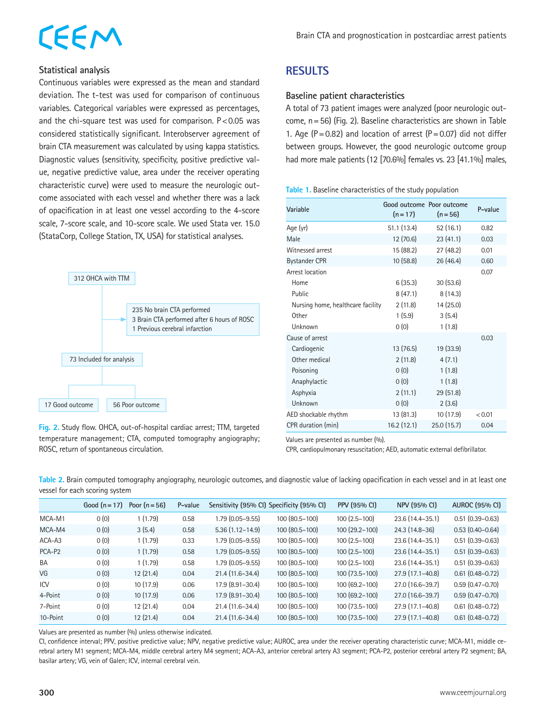### Statistical analysis

Continuous variables were expressed as the mean and standard deviation. The t-test was used for comparison of continuous variables. Categorical variables were expressed as percentages, and the chi-square test was used for comparison. P<0.05 was considered statistically significant. Interobserver agreement of brain CTA measurement was calculated by using kappa statistics. Diagnostic values (sensitivity, specificity, positive predictive value, negative predictive value, area under the receiver operating characteristic curve) were used to measure the neurologic outcome associated with each vessel and whether there was a lack of opacification in at least one vessel according to the 4-score scale, 7-score scale, and 10-score scale. We used Stata ver. 15.0 (StataCorp, College Station, TX, USA) for statistical analyses.

```
312 OHCA with TTM
    |
    |--> 235 No brain CTA performed
    |    3 Brain CTA performed after 6 hours of ROSC
    |    1 Previous cerebral infarction
    |
73 Included for analysis
    |
    |-- 17 Good outcome
    |-- 56 Poor outcome
```

**Fig. 2.** Study flow. OHCA, out-of-hospital cardiac arrest; TTM, targeted temperature management; CTA, computed tomography angiography; ROSC, return of spontaneous circulation.

## RESULTS

### Baseline patient characteristics

A total of 73 patient images were analyzed (poor neurologic outcome, n=56) (Fig. 2). Baseline characteristics are shown in Table 1. Age (P=0.82) and location of arrest (P=0.07) did not differ between groups. However, the good neurologic outcome group had more male patients (12 [70.6%] females vs. 23 [41.1%] males,

**Table 1.** Baseline characteristics of the study population

| Variable | Good outcome (n=17) | Poor outcome (n=56) | P-value |
|---|---|---|---|
| Age (yr) | 51.1 (13.4) | 52 (16.1) | 0.82 |
| Male | 12 (70.6) | 23 (41.1) | 0.03 |
| Witnessed arrest | 15 (88.2) | 27 (48.2) | 0.01 |
| Bystander CPR | 10 (58.8) | 26 (46.4) | 0.60 |
| Arrest location | | | 0.07 |
| Home | 6 (35.3) | 30 (53.6) | |
| Public | 8 (47.1) | 8 (14.3) | |
| Nursing home, healthcare facility | 2 (11.8) | 14 (25.0) | |
| Other | 1 (5.9) | 3 (5.4) | |
| Unknown | 0 (0) | 1 (1.8) | |
| Cause of arrest | | | 0.03 |
| Cardiogenic | 13 (76.5) | 19 (33.9) | |
| Other medical | 2 (11.8) | 4 (7.1) | |
| Poisoning | 0 (0) | 1 (1.8) | |
| Anaphylactic | 0 (0) | 1 (1.8) | |
| Asphyxia | 2 (11.1) | 29 (51.8) | |
| Unknown | 0 (0) | 2 (3.6) | |
| AED shockable rhythm | 13 (81.3) | 10 (17.9) | <0.01 |
| CPR duration (min) | 16.2 (12.1) | 25.0 (15.7) | 0.04 |

Values are presented as number (%).

CPR, cardiopulmonary resuscitation; AED, automatic external defibrillator.

**Table 2.** Brain computed tomography angiography, neurologic outcomes, and diagnostic value of lacking opacification in each vessel and in at least one vessel for each scoring system

| | Good (n=17) | Poor (n=56) | P-value | Sensitivity (95% CI) | Specificity (95% CI) | PPV (95% CI) | NPV (95% CI) | AUROC (95% CI) |
|---|---|---|---|---|---|---|---|---|
| MCA-M1 | 0 (0) | 1 (1.79) | 0.58 | 1.79 (0.05–9.55) | 100 (80.5–100) | 100 (2.5–100) | 23.6 (14.4–35.1) | 0.51 (0.39–0.63) |
| MCA-M4 | 0 (0) | 3 (5.4) | 0.58 | 5.36 (1.12–14.9) | 100 (80.5–100) | 100 (29.2–100) | 24.3 (14.8–36) | 0.53 (0.40–0.64) |
| ACA-A3 | 0 (0) | 1 (1.79) | 0.33 | 1.79 (0.05–9.55) | 100 (80.5–100) | 100 (2.5–100) | 23.6 (14.4–35.1) | 0.51 (0.39–0.63) |
| PCA-P2 | 0 (0) | 1 (1.79) | 0.58 | 1.79 (0.05–9.55) | 100 (80.5–100) | 100 (2.5–100) | 23.6 (14.4–35.1) | 0.51 (0.39–0.63) |
| BA | 0 (0) | 1 (1.79) | 0.58 | 1.79 (0.05–9.55) | 100 (80.5–100) | 100 (2.5–100) | 23.6 (14.4–35.1) | 0.51 (0.39–0.63) |
| VG | 0 (0) | 12 (21.4) | 0.04 | 21.4 (11.6–34.4) | 100 (80.5–100) | 100 (73.5–100) | 27.9 (17.1–40.8) | 0.61 (0.48–0.72) |
| ICV | 0 (0) | 10 (17.9) | 0.06 | 17.9 (8.91–30.4) | 100 (80.5–100) | 100 (69.2–100) | 27.0 (16.6–39.7) | 0.59 (0.47–0.70) |
| 4-Point | 0 (0) | 10 (17.9) | 0.06 | 17.9 (8.91–30.4) | 100 (80.5–100) | 100 (69.2–100) | 27.0 (16.6–39.7) | 0.59 (0.47–0.70) |
| 7-Point | 0 (0) | 12 (21.4) | 0.04 | 21.4 (11.6–34.4) | 100 (80.5–100) | 100 (73.5–100) | 27.9 (17.1–40.8) | 0.61 (0.48–0.72) |
| 10-Point | 0 (0) | 12 (21.4) | 0.04 | 21.4 (11.6–34.4) | 100 (80.5–100) | 100 (73.5–100) | 27.9 (17.1–40.8) | 0.61 (0.48–0.72) |

Values are presented as number (%) unless otherwise indicated.

CI, confidence interval; PPV, positive predictive value; NPV, negative predictive value; AUROC, area under the receiver operating characteristic curve; MCA-M1, middle cerebral artery M1 segment; MCA-M4, middle cerebral artery M4 segment; ACA-A3, anterior cerebral artery A3 segment; PCA-P2, posterior cerebral artery P2 segment; BA, basilar artery; VG, vein of Galen; ICV, internal cerebral vein.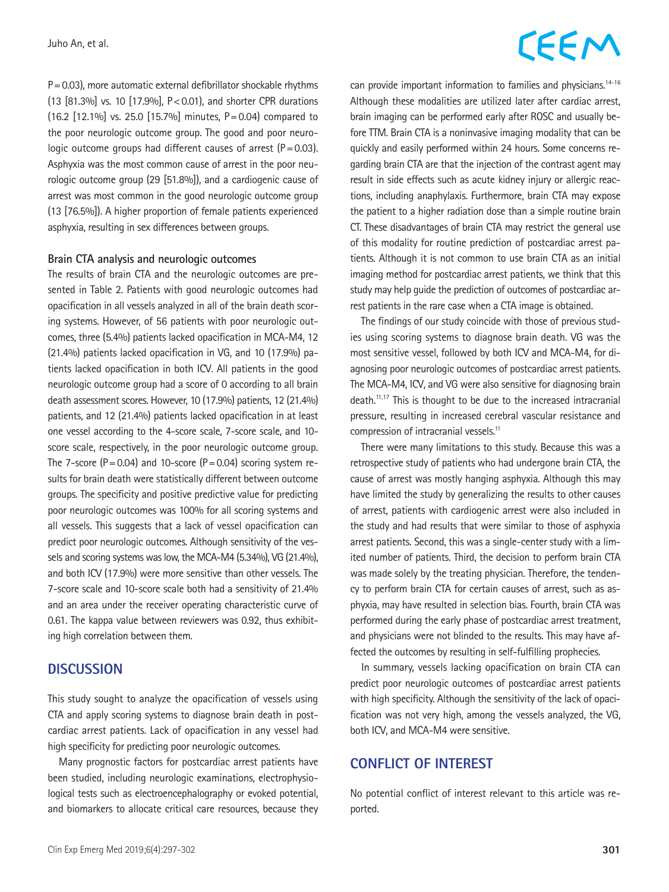P = 0.03), more automatic external defibrillator shockable rhythms (13 [81.3%] vs. 10 [17.9%], P < 0.01), and shorter CPR durations (16.2 [12.1%] vs. 25.0 [15.7%] minutes, P = 0.04) compared to the poor neurologic outcome group. The good and poor neurologic outcome groups had different causes of arrest (P = 0.03). Asphyxia was the most common cause of arrest in the poor neurologic outcome group (29 [51.8%]), and a cardiogenic cause of arrest was most common in the good neurologic outcome group (13 [76.5%]). A higher proportion of female patients experienced asphyxia, resulting in sex differences between groups.

### Brain CTA analysis and neurologic outcomes

The results of brain CTA and the neurologic outcomes are presented in Table 2. Patients with good neurologic outcomes had opacification in all vessels analyzed in all of the brain death scoring systems. However, of 56 patients with poor neurologic outcomes, three (5.4%) patients lacked opacification in MCA-M4, 12 (21.4%) patients lacked opacification in VG, and 10 (17.9%) patients lacked opacification in both ICV. All patients in the good neurologic outcome group had a score of 0 according to all brain death assessment scores. However, 10 (17.9%) patients, 12 (21.4%) patients, and 12 (21.4%) patients lacked opacification in at least one vessel according to the 4-score scale, 7-score scale, and 10-score scale, respectively, in the poor neurologic outcome group. The 7-score (P = 0.04) and 10-score (P = 0.04) scoring system results for brain death were statistically different between outcome groups. The specificity and positive predictive value for predicting poor neurologic outcomes was 100% for all scoring systems and all vessels. This suggests that a lack of vessel opacification can predict poor neurologic outcomes. Although sensitivity of the vessels and scoring systems was low, the MCA-M4 (5.34%), VG (21.4%), and both ICV (17.9%) were more sensitive than other vessels. The 7-score scale and 10-score scale both had a sensitivity of 21.4% and an area under the receiver operating characteristic curve of 0.61. The kappa value between reviewers was 0.92, thus exhibiting high correlation between them.

## DISCUSSION

This study sought to analyze the opacification of vessels using CTA and apply scoring systems to diagnose brain death in postcardiac arrest patients. Lack of opacification in any vessel had high specificity for predicting poor neurologic outcomes.

Many prognostic factors for postcardiac arrest patients have been studied, including neurologic examinations, electrophysiological tests such as electroencephalography or evoked potential, and biomarkers to allocate critical care resources, because they can provide important information to families and physicians.[14-16] Although these modalities are utilized later after cardiac arrest, brain imaging can be performed early after ROSC and usually before TTM. Brain CTA is a noninvasive imaging modality that can be quickly and easily performed within 24 hours. Some concerns regarding brain CTA are that the injection of the contrast agent may result in side effects such as acute kidney injury or allergic reactions, including anaphylaxis. Furthermore, brain CTA may expose the patient to a higher radiation dose than a simple routine brain CT. These disadvantages of brain CTA may restrict the general use of this modality for routine prediction of postcardiac arrest patients. Although it is not common to use brain CTA as an initial imaging method for postcardiac arrest patients, we think that this study may help guide the prediction of outcomes of postcardiac arrest patients in the rare case when a CTA image is obtained.

The findings of our study coincide with those of previous studies using scoring systems to diagnose brain death. VG was the most sensitive vessel, followed by both ICV and MCA-M4, for diagnosing poor neurologic outcomes of postcardiac arrest patients. The MCA-M4, ICV, and VG were also sensitive for diagnosing brain death.[11,17] This is thought to be due to the increased intracranial pressure, resulting in increased cerebral vascular resistance and compression of intracranial vessels.[11]

There were many limitations to this study. Because this was a retrospective study of patients who had undergone brain CTA, the cause of arrest was mostly hanging asphyxia. Although this may have limited the study by generalizing the results to other causes of arrest, patients with cardiogenic arrest were also included in the study and had results that were similar to those of asphyxia arrest patients. Second, this was a single-center study with a limited number of patients. Third, the decision to perform brain CTA was made solely by the treating physician. Therefore, the tendency to perform brain CTA for certain causes of arrest, such as asphyxia, may have resulted in selection bias. Fourth, brain CTA was performed during the early phase of postcardiac arrest treatment, and physicians were not blinded to the results. This may have affected the outcomes by resulting in self-fulfilling prophecies.

In summary, vessels lacking opacification on brain CTA can predict poor neurologic outcomes of postcardiac arrest patients with high specificity. Although the sensitivity of the lack of opacification was not very high, among the vessels analyzed, the VG, both ICV, and MCA-M4 were sensitive.

## CONFLICT OF INTEREST

No potential conflict of interest relevant to this article was reported.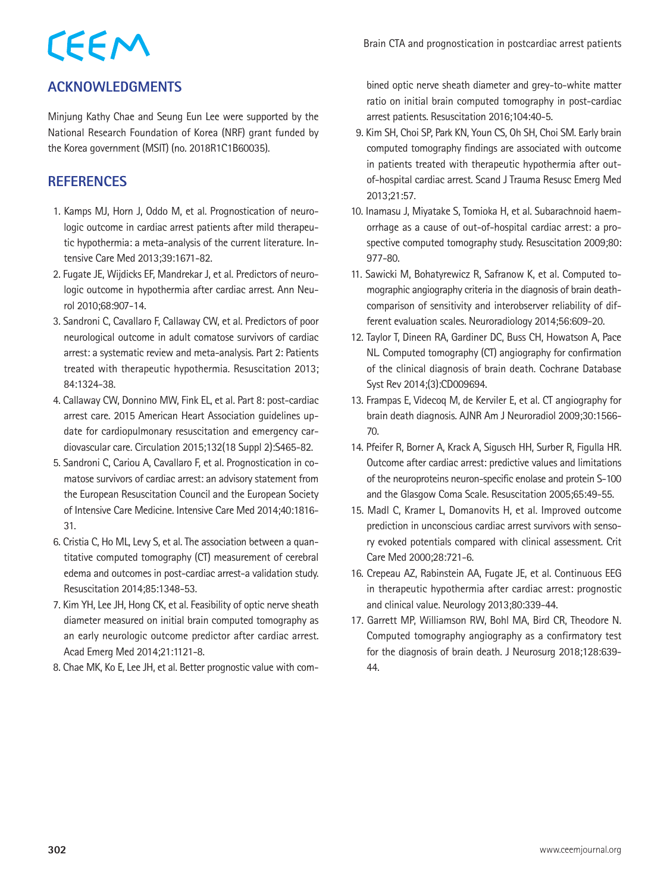## ACKNOWLEDGMENTS

Minjung Kathy Chae and Seung Eun Lee were supported by the National Research Foundation of Korea (NRF) grant funded by the Korea government (MSIT) (no. 2018R1C1B60035).

## REFERENCES

1. Kamps MJ, Horn J, Oddo M, et al. Prognostication of neurologic outcome in cardiac arrest patients after mild therapeutic hypothermia: a meta-analysis of the current literature. Intensive Care Med 2013;39:1671-82.
2. Fugate JE, Wijdicks EF, Mandrekar J, et al. Predictors of neurologic outcome in hypothermia after cardiac arrest. Ann Neurol 2010;68:907-14.
3. Sandroni C, Cavallaro F, Callaway CW, et al. Predictors of poor neurological outcome in adult comatose survivors of cardiac arrest: a systematic review and meta-analysis. Part 2: Patients treated with therapeutic hypothermia. Resuscitation 2013;84:1324-38.
4. Callaway CW, Donnino MW, Fink EL, et al. Part 8: post-cardiac arrest care. 2015 American Heart Association guidelines update for cardiopulmonary resuscitation and emergency cardiovascular care. Circulation 2015;132(18 Suppl 2):S465-82.
5. Sandroni C, Cariou A, Cavallaro F, et al. Prognostication in comatose survivors of cardiac arrest: an advisory statement from the European Resuscitation Council and the European Society of Intensive Care Medicine. Intensive Care Med 2014;40:1816-31.
6. Cristia C, Ho ML, Levy S, et al. The association between a quantitative computed tomography (CT) measurement of cerebral edema and outcomes in post-cardiac arrest-a validation study. Resuscitation 2014;85:1348-53.
7. Kim YH, Lee JH, Hong CK, et al. Feasibility of optic nerve sheath diameter measured on initial brain computed tomography as an early neurologic outcome predictor after cardiac arrest. Acad Emerg Med 2014;21:1121-8.
8. Chae MK, Ko E, Lee JH, et al. Better prognostic value with combined optic nerve sheath diameter and grey-to-white matter ratio on initial brain computed tomography in post-cardiac arrest patients. Resuscitation 2016;104:40-5.
9. Kim SH, Choi SP, Park KN, Youn CS, Oh SH, Choi SM. Early brain computed tomography findings are associated with outcome in patients treated with therapeutic hypothermia after out-of-hospital cardiac arrest. Scand J Trauma Resusc Emerg Med 2013;21:57.
10. Inamasu J, Miyatake S, Tomioka H, et al. Subarachnoid haemorrhage as a cause of out-of-hospital cardiac arrest: a prospective computed tomography study. Resuscitation 2009;80:977-80.
11. Sawicki M, Bohatyrewicz R, Safranow K, et al. Computed tomographic angiography criteria in the diagnosis of brain death-comparison of sensitivity and interobserver reliability of different evaluation scales. Neuroradiology 2014;56:609-20.
12. Taylor T, Dineen RA, Gardiner DC, Buss CH, Howatson A, Pace NL. Computed tomography (CT) angiography for confirmation of the clinical diagnosis of brain death. Cochrane Database Syst Rev 2014;(3):CD009694.
13. Frampas E, Videcoq M, de Kerviler E, et al. CT angiography for brain death diagnosis. AJNR Am J Neuroradiol 2009;30:1566-70.
14. Pfeifer R, Borner A, Krack A, Sigusch HH, Surber R, Figulla HR. Outcome after cardiac arrest: predictive values and limitations of the neuroproteins neuron-specific enolase and protein S-100 and the Glasgow Coma Scale. Resuscitation 2005;65:49-55.
15. Madl C, Kramer L, Domanovits H, et al. Improved outcome prediction in unconscious cardiac arrest survivors with sensory evoked potentials compared with clinical assessment. Crit Care Med 2000;28:721-6.
16. Crepeau AZ, Rabinstein AA, Fugate JE, et al. Continuous EEG in therapeutic hypothermia after cardiac arrest: prognostic and clinical value. Neurology 2013;80:339-44.
17. Garrett MP, Williamson RW, Bohl MA, Bird CR, Theodore N. Computed tomography angiography as a confirmatory test for the diagnosis of brain death. J Neurosurg 2018;128:639-44.